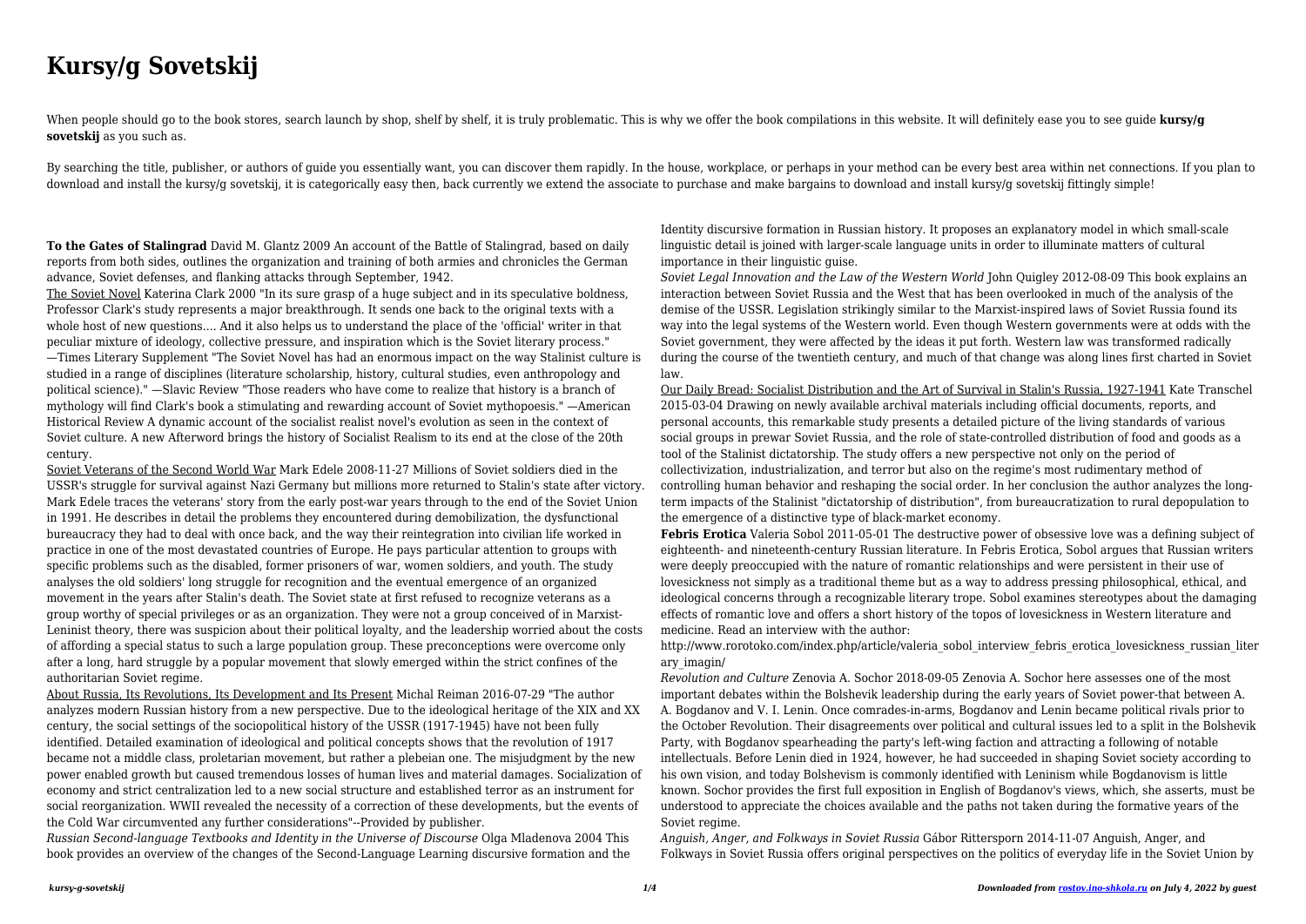# Kursy/g Sovetskij

When people should go to the book stores, search launch by shop, shelf by shelf, it is truly problematic. This is why we offer the book compilations in this website. It will definitely ease you to see guide **kursy/g sovetskij** as you such as.

By searching the title, publisher, or authors of guide you essentially want, you can discover them rapidly. In the house, workplace, or perhaps in your method can be every best area within net connections. If you plan to download and install the kursy/g sovetskij, it is categorically easy then, back currently we extend the associate to purchase and make bargains to download and install kursy/g sovetskij fittingly simple!

**To the Gates of Stalingrad** David M. Glantz 2009 An account of the Battle of Stalingrad, based on daily reports from both sides, outlines the organization and training of both armies and chronicles the German advance, Soviet defenses, and flanking attacks through September, 1942.

The Soviet Novel Katerina Clark 2000 "In its sure grasp of a huge subject and in its speculative boldness, Professor Clark's study represents a major breakthrough. It sends one back to the original texts with a whole host of new questions.... And it also helps us to understand the place of the 'official' writer in that peculiar mixture of ideology, collective pressure, and inspiration which is the Soviet literary process." —Times Literary Supplement "The Soviet Novel has had an enormous impact on the way Stalinist culture is studied in a range of disciplines (literature scholarship, history, cultural studies, even anthropology and political science)." —Slavic Review "Those readers who have come to realize that history is a branch of mythology will find Clark's book a stimulating and rewarding account of Soviet mythopoesis." —American Historical Review A dynamic account of the socialist realist novel's evolution as seen in the context of Soviet culture. A new Afterword brings the history of Socialist Realism to its end at the close of the 20th century.

Soviet Veterans of the Second World War Mark Edele 2008-11-27 Millions of Soviet soldiers died in the USSR's struggle for survival against Nazi Germany but millions more returned to Stalin's state after victory. Mark Edele traces the veterans' story from the early post-war years through to the end of the Soviet Union in 1991. He describes in detail the problems they encountered during demobilization, the dysfunctional bureaucracy they had to deal with once back, and the way their reintegration into civilian life worked in practice in one of the most devastated countries of Europe. He pays particular attention to groups with specific problems such as the disabled, former prisoners of war, women soldiers, and youth. The study analyses the old soldiers' long struggle for recognition and the eventual emergence of an organized movement in the years after Stalin's death. The Soviet state at first refused to recognize veterans as a group worthy of special privileges or as an organization. They were not a group conceived of in Marxist-Leninist theory, there was suspicion about their political loyalty, and the leadership worried about the costs of affording a special status to such a large population group. These preconceptions were overcome only after a long, hard struggle by a popular movement that slowly emerged within the strict confines of the authoritarian Soviet regime.

About Russia, Its Revolutions, Its Development and Its Present Michal Reiman 2016-07-29 "The author analyzes modern Russian history from a new perspective. Due to the ideological heritage of the XIX and XX century, the social settings of the sociopolitical history of the USSR (1917-1945) have not been fully identified. Detailed examination of ideological and political concepts shows that the revolution of 1917 became not a middle class, proletarian movement, but rather a plebeian one. The misjudgment by the new power enabled growth but caused tremendous losses of human lives and material damages. Socialization of economy and strict centralization led to a new social structure and established terror as an instrument for social reorganization. WWII revealed the necessity of a correction of these developments, but the events of the Cold War circumvented any further considerations"--Provided by publisher.

*Russian Second-language Textbooks and Identity in the Universe of Discourse* Olga Mladenova 2004 This book provides an overview of the changes of the Second-Language Learning discursive formation and the Identity discursive formation in Russian history. It proposes an explanatory model in which small-scale linguistic detail is joined with larger-scale language units in order to illuminate matters of cultural importance in their linguistic guise.

*Soviet Legal Innovation and the Law of the Western World* John Quigley 2012-08-09 This book explains an interaction between Soviet Russia and the West that has been overlooked in much of the analysis of the demise of the USSR. Legislation strikingly similar to the Marxist-inspired laws of Soviet Russia found its way into the legal systems of the Western world. Even though Western governments were at odds with the Soviet government, they were affected by the ideas it put forth. Western law was transformed radically during the course of the twentieth century, and much of that change was along lines first charted in Soviet law.

Our Daily Bread: Socialist Distribution and the Art of Survival in Stalin's Russia, 1927-1941 Kate Transchel 2015-03-04 Drawing on newly available archival materials including official documents, reports, and personal accounts, this remarkable study presents a detailed picture of the living standards of various social groups in prewar Soviet Russia, and the role of state-controlled distribution of food and goods as a tool of the Stalinist dictatorship. The study offers a new perspective not only on the period of collectivization, industrialization, and terror but also on the regime's most rudimentary method of controlling human behavior and reshaping the social order. In her conclusion the author analyzes the long-term impacts of the Stalinist "dictatorship of distribution", from bureaucratization to rural depopulation to the emergence of a distinctive type of black-market economy.

**Febris Erotica** Valeria Sobol 2011-05-01 The destructive power of obsessive love was a defining subject of eighteenth- and nineteenth-century Russian literature. In Febris Erotica, Sobol argues that Russian writers were deeply preoccupied with the nature of romantic relationships and were persistent in their use of lovesickness not simply as a traditional theme but as a way to address pressing philosophical, ethical, and ideological concerns through a recognizable literary trope. Sobol examines stereotypes about the damaging effects of romantic love and offers a short history of the topos of lovesickness in Western literature and medicine. Read an interview with the author: http://www.rorotoko.com/index.php/article/valeria_sobol_interview_febris_erotica_lovesickness_russian_literary_imagin/

*Revolution and Culture* Zenovia A. Sochor 2018-09-05 Zenovia A. Sochor here assesses one of the most important debates within the Bolshevik leadership during the early years of Soviet power-that between A. A. Bogdanov and V. I. Lenin. Once comrades-in-arms, Bogdanov and Lenin became political rivals prior to the October Revolution. Their disagreements over political and cultural issues led to a split in the Bolshevik Party, with Bogdanov spearheading the party's left-wing faction and attracting a following of notable intellectuals. Before Lenin died in 1924, however, he had succeeded in shaping Soviet society according to his own vision, and today Bolshevism is commonly identified with Leninism while Bogdanovism is little known. Sochor provides the first full exposition in English of Bogdanov's views, which, she asserts, must be understood to appreciate the choices available and the paths not taken during the formative years of the Soviet regime.

*Anguish, Anger, and Folkways in Soviet Russia* Gábor Rittersporn 2014-11-07 Anguish, Anger, and Folkways in Soviet Russia offers original perspectives on the politics of everyday life in the Soviet Union by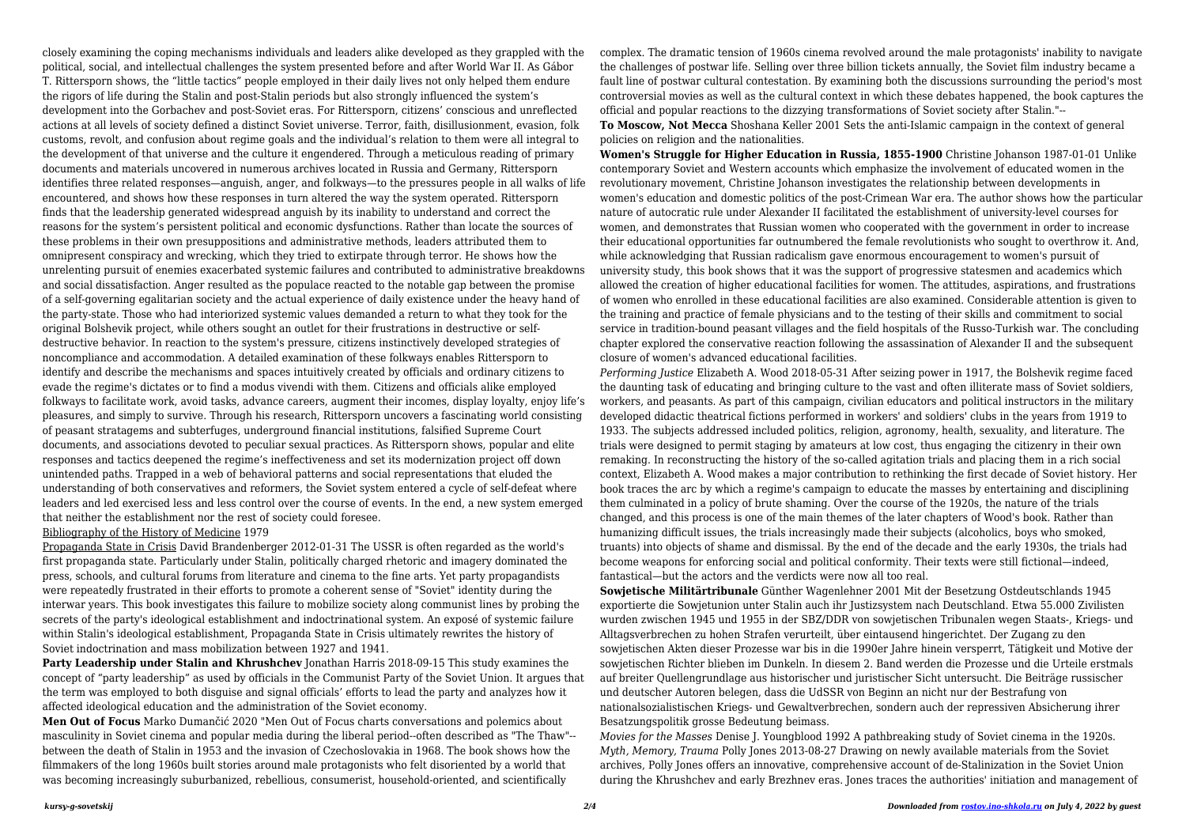closely examining the coping mechanisms individuals and leaders alike developed as they grappled with the political, social, and intellectual challenges the system presented before and after World War II. As Gábor T. Rittersporn shows, the "little tactics" people employed in their daily lives not only helped them endure the rigors of life during the Stalin and post-Stalin periods but also strongly influenced the system's development into the Gorbachev and post-Soviet eras. For Rittersporn, citizens' conscious and unreflected actions at all levels of society defined a distinct Soviet universe. Terror, faith, disillusionment, evasion, folk customs, revolt, and confusion about regime goals and the individual's relation to them were all integral to the development of that universe and the culture it engendered. Through a meticulous reading of primary documents and materials uncovered in numerous archives located in Russia and Germany, Rittersporn identifies three related responses—anguish, anger, and folkways—to the pressures people in all walks of life encountered, and shows how these responses in turn altered the way the system operated. Rittersporn finds that the leadership generated widespread anguish by its inability to understand and correct the reasons for the system's persistent political and economic dysfunctions. Rather than locate the sources of these problems in their own presuppositions and administrative methods, leaders attributed them to omnipresent conspiracy and wrecking, which they tried to extirpate through terror. He shows how the unrelenting pursuit of enemies exacerbated systemic failures and contributed to administrative breakdowns and social dissatisfaction. Anger resulted as the populace reacted to the notable gap between the promise of a self-governing egalitarian society and the actual experience of daily existence under the heavy hand of the party-state. Those who had interiorized systemic values demanded a return to what they took for the original Bolshevik project, while others sought an outlet for their frustrations in destructive or self-destructive behavior. In reaction to the system's pressure, citizens instinctively developed strategies of noncompliance and accommodation. A detailed examination of these folkways enables Rittersporn to identify and describe the mechanisms and spaces intuitively created by officials and ordinary citizens to evade the regime's dictates or to find a modus vivendi with them. Citizens and officials alike employed folkways to facilitate work, avoid tasks, advance careers, augment their incomes, display loyalty, enjoy life's pleasures, and simply to survive. Through his research, Rittersporn uncovers a fascinating world consisting of peasant stratagems and subterfuges, underground financial institutions, falsified Supreme Court documents, and associations devoted to peculiar sexual practices. As Rittersporn shows, popular and elite responses and tactics deepened the regime's ineffectiveness and set its modernization project off down unintended paths. Trapped in a web of behavioral patterns and social representations that eluded the understanding of both conservatives and reformers, the Soviet system entered a cycle of self-defeat where leaders and led exercised less and less control over the course of events. In the end, a new system emerged that neither the establishment nor the rest of society could foresee.

Bibliography of the History of Medicine 1979

Propaganda State in Crisis David Brandenberger 2012-01-31 The USSR is often regarded as the world's first propaganda state. Particularly under Stalin, politically charged rhetoric and imagery dominated the press, schools, and cultural forums from literature and cinema to the fine arts. Yet party propagandists were repeatedly frustrated in their efforts to promote a coherent sense of "Soviet" identity during the interwar years. This book investigates this failure to mobilize society along communist lines by probing the secrets of the party's ideological establishment and indoctrinational system. An exposé of systemic failure within Stalin's ideological establishment, Propaganda State in Crisis ultimately rewrites the history of Soviet indoctrination and mass mobilization between 1927 and 1941.

**Party Leadership under Stalin and Khrushchev** Jonathan Harris 2018-09-15 This study examines the concept of "party leadership" as used by officials in the Communist Party of the Soviet Union. It argues that the term was employed to both disguise and signal officials' efforts to lead the party and analyzes how it affected ideological education and the administration of the Soviet economy.

**Men Out of Focus** Marko Dumančić 2020 "Men Out of Focus charts conversations and polemics about masculinity in Soviet cinema and popular media during the liberal period--often described as "The Thaw"--between the death of Stalin in 1953 and the invasion of Czechoslovakia in 1968. The book shows how the filmmakers of the long 1960s built stories around male protagonists who felt disoriented by a world that was becoming increasingly suburbanized, rebellious, consumerist, household-oriented, and scientifically complex. The dramatic tension of 1960s cinema revolved around the male protagonists' inability to navigate the challenges of postwar life. Selling over three billion tickets annually, the Soviet film industry became a fault line of postwar cultural contestation. By examining both the discussions surrounding the period's most controversial movies as well as the cultural context in which these debates happened, the book captures the official and popular reactions to the dizzying transformations of Soviet society after Stalin."--

**To Moscow, Not Mecca** Shoshana Keller 2001 Sets the anti-Islamic campaign in the context of general policies on religion and the nationalities.

**Women's Struggle for Higher Education in Russia, 1855-1900** Christine Johanson 1987-01-01 Unlike contemporary Soviet and Western accounts which emphasize the involvement of educated women in the revolutionary movement, Christine Johanson investigates the relationship between developments in women's education and domestic politics of the post-Crimean War era. The author shows how the particular nature of autocratic rule under Alexander II facilitated the establishment of university-level courses for women, and demonstrates that Russian women who cooperated with the government in order to increase their educational opportunities far outnumbered the female revolutionists who sought to overthrow it. And, while acknowledging that Russian radicalism gave enormous encouragement to women's pursuit of university study, this book shows that it was the support of progressive statesmen and academics which allowed the creation of higher educational facilities for women. The attitudes, aspirations, and frustrations of women who enrolled in these educational facilities are also examined. Considerable attention is given to the training and practice of female physicians and to the testing of their skills and commitment to social service in tradition-bound peasant villages and the field hospitals of the Russo-Turkish war. The concluding chapter explored the conservative reaction following the assassination of Alexander II and the subsequent closure of women's advanced educational facilities.

*Performing Justice* Elizabeth A. Wood 2018-05-31 After seizing power in 1917, the Bolshevik regime faced the daunting task of educating and bringing culture to the vast and often illiterate mass of Soviet soldiers, workers, and peasants. As part of this campaign, civilian educators and political instructors in the military developed didactic theatrical fictions performed in workers' and soldiers' clubs in the years from 1919 to 1933. The subjects addressed included politics, religion, agronomy, health, sexuality, and literature. The trials were designed to permit staging by amateurs at low cost, thus engaging the citizenry in their own remaking. In reconstructing the history of the so-called agitation trials and placing them in a rich social context, Elizabeth A. Wood makes a major contribution to rethinking the first decade of Soviet history. Her book traces the arc by which a regime's campaign to educate the masses by entertaining and disciplining them culminated in a policy of brute shaming. Over the course of the 1920s, the nature of the trials changed, and this process is one of the main themes of the later chapters of Wood's book. Rather than humanizing difficult issues, the trials increasingly made their subjects (alcoholics, boys who smoked, truants) into objects of shame and dismissal. By the end of the decade and the early 1930s, the trials had become weapons for enforcing social and political conformity. Their texts were still fictional—indeed, fantastical—but the actors and the verdicts were now all too real.

**Sowjetische Militärtribunale** Günther Wagenlehner 2001 Mit der Besetzung Ostdeutschlands 1945 exportierte die Sowjetunion unter Stalin auch ihr Justizsystem nach Deutschland. Etwa 55.000 Zivilisten wurden zwischen 1945 und 1955 in der SBZ/DDR von sowjetischen Tribunalen wegen Staats-, Kriegs- und Alltagsverbrechen zu hohen Strafen verurteilt, über eintausend hingerichtet. Der Zugang zu den sowjetischen Akten dieser Prozesse war bis in die 1990er Jahre hinein versperrt, Tätigkeit und Motive der sowjetischen Richter blieben im Dunkeln. In diesem 2. Band werden die Prozesse und die Urteile erstmals auf breiter Quellengrundlage aus historischer und juristischer Sicht untersucht. Die Beiträge russischer und deutscher Autoren belegen, dass die UdSSR von Beginn an nicht nur der Bestrafung von nationalsozialistischen Kriegs- und Gewaltverbrechen, sondern auch der repressiven Absicherung ihrer Besatzungspolitik grosse Bedeutung beimass.

*Movies for the Masses* Denise J. Youngblood 1992 A pathbreaking study of Soviet cinema in the 1920s.

*Myth, Memory, Trauma* Polly Jones 2013-08-27 Drawing on newly available materials from the Soviet archives, Polly Jones offers an innovative, comprehensive account of de-Stalinization in the Soviet Union during the Khrushchev and early Brezhnev eras. Jones traces the authorities' initiation and management of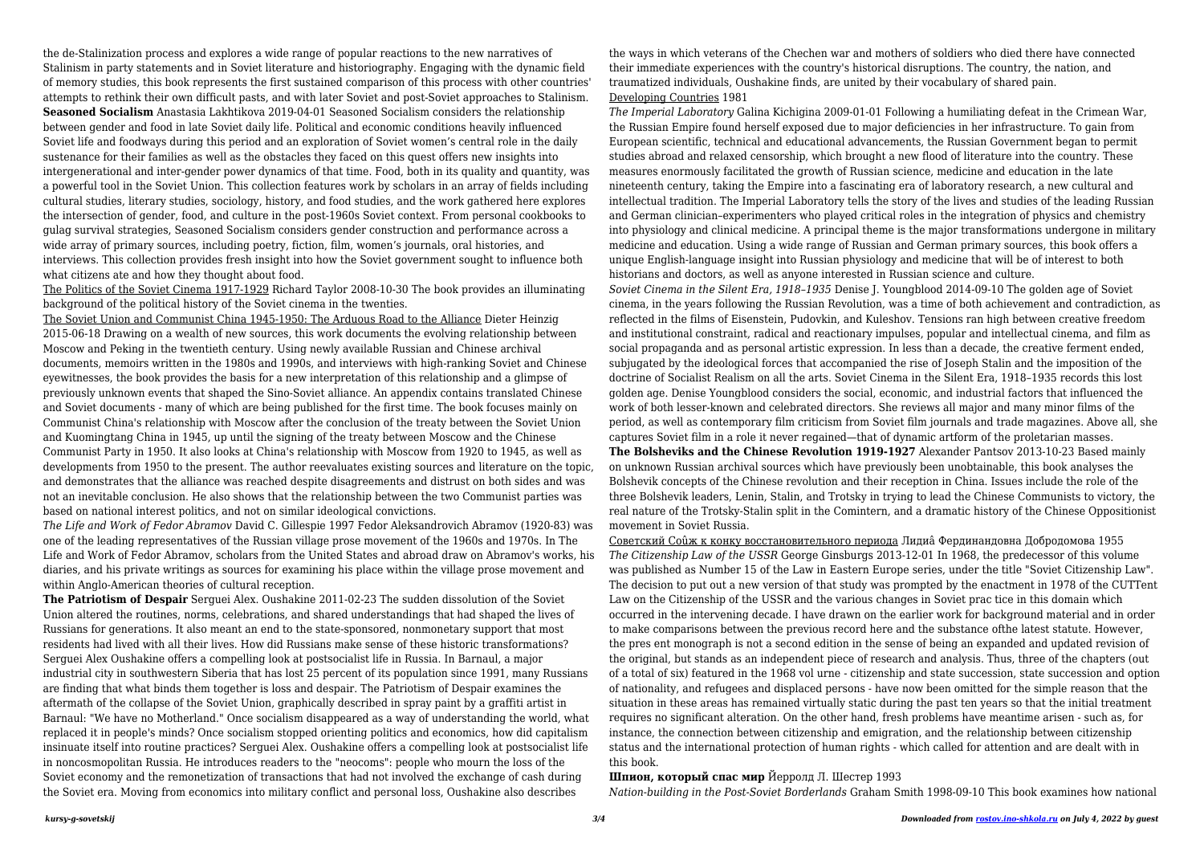the de-Stalinization process and explores a wide range of popular reactions to the new narratives of Stalinism in party statements and in Soviet literature and historiography. Engaging with the dynamic field of memory studies, this book represents the first sustained comparison of this process with other countries' attempts to rethink their own difficult pasts, and with later Soviet and post-Soviet approaches to Stalinism.

**Seasoned Socialism** Anastasia Lakhtikova 2019-04-01 Seasoned Socialism considers the relationship between gender and food in late Soviet daily life. Political and economic conditions heavily influenced Soviet life and foodways during this period and an exploration of Soviet women's central role in the daily sustenance for their families as well as the obstacles they faced on this quest offers new insights into intergenerational and inter-gender power dynamics of that time. Food, both in its quality and quantity, was a powerful tool in the Soviet Union. This collection features work by scholars in an array of fields including cultural studies, literary studies, sociology, history, and food studies, and the work gathered here explores the intersection of gender, food, and culture in the post-1960s Soviet context. From personal cookbooks to gulag survival strategies, Seasoned Socialism considers gender construction and performance across a wide array of primary sources, including poetry, fiction, film, women's journals, oral histories, and interviews. This collection provides fresh insight into how the Soviet government sought to influence both what citizens ate and how they thought about food.

The Politics of the Soviet Cinema 1917-1929 Richard Taylor 2008-10-30 The book provides an illuminating background of the political history of the Soviet cinema in the twenties.

The Soviet Union and Communist China 1945-1950: The Arduous Road to the Alliance Dieter Heinzig 2015-06-18 Drawing on a wealth of new sources, this work documents the evolving relationship between Moscow and Peking in the twentieth century. Using newly available Russian and Chinese archival documents, memoirs written in the 1980s and 1990s, and interviews with high-ranking Soviet and Chinese eyewitnesses, the book provides the basis for a new interpretation of this relationship and a glimpse of previously unknown events that shaped the Sino-Soviet alliance. An appendix contains translated Chinese and Soviet documents - many of which are being published for the first time. The book focuses mainly on Communist China's relationship with Moscow after the conclusion of the treaty between the Soviet Union and Kuomingtang China in 1945, up until the signing of the treaty between Moscow and the Chinese Communist Party in 1950. It also looks at China's relationship with Moscow from 1920 to 1945, as well as developments from 1950 to the present. The author reevaluates existing sources and literature on the topic, and demonstrates that the alliance was reached despite disagreements and distrust on both sides and was not an inevitable conclusion. He also shows that the relationship between the two Communist parties was based on national interest politics, and not on similar ideological convictions.

*The Life and Work of Fedor Abramov* David C. Gillespie 1997 Fedor Aleksandrovich Abramov (1920-83) was one of the leading representatives of the Russian village prose movement of the 1960s and 1970s. In The Life and Work of Fedor Abramov, scholars from the United States and abroad draw on Abramov's works, his diaries, and his private writings as sources for examining his place within the village prose movement and within Anglo-American theories of cultural reception.

**The Patriotism of Despair** Serguei Alex. Oushakine 2011-02-23 The sudden dissolution of the Soviet Union altered the routines, norms, celebrations, and shared understandings that had shaped the lives of Russians for generations. It also meant an end to the state-sponsored, nonmonetary support that most residents had lived with all their lives. How did Russians make sense of these historic transformations? Serguei Alex Oushakine offers a compelling look at postsocialist life in Russia. In Barnaul, a major industrial city in southwestern Siberia that has lost 25 percent of its population since 1991, many Russians are finding that what binds them together is loss and despair. The Patriotism of Despair examines the aftermath of the collapse of the Soviet Union, graphically described in spray paint by a graffiti artist in Barnaul: "We have no Motherland." Once socialism disappeared as a way of understanding the world, what replaced it in people's minds? Once socialism stopped orienting politics and economics, how did capitalism insinuate itself into routine practices? Serguei Alex. Oushakine offers a compelling look at postsocialist life in noncosmopolitan Russia. He introduces readers to the "neocoms": people who mourn the loss of the Soviet economy and the remonetization of transactions that had not involved the exchange of cash during the Soviet era. Moving from economics into military conflict and personal loss, Oushakine also describes the ways in which veterans of the Chechen war and mothers of soldiers who died there have connected their immediate experiences with the country's historical disruptions. The country, the nation, and traumatized individuals, Oushakine finds, are united by their vocabulary of shared pain.

Developing Countries 1981

*The Imperial Laboratory* Galina Kichigina 2009-01-01 Following a humiliating defeat in the Crimean War, the Russian Empire found herself exposed due to major deficiencies in her infrastructure. To gain from European scientific, technical and educational advancements, the Russian Government began to permit studies abroad and relaxed censorship, which brought a new flood of literature into the country. These measures enormously facilitated the growth of Russian science, medicine and education in the late nineteenth century, taking the Empire into a fascinating era of laboratory research, a new cultural and intellectual tradition. The Imperial Laboratory tells the story of the lives and studies of the leading Russian and German clinician–experimenters who played critical roles in the integration of physics and chemistry into physiology and clinical medicine. A principal theme is the major transformations undergone in military medicine and education. Using a wide range of Russian and German primary sources, this book offers a unique English-language insight into Russian physiology and medicine that will be of interest to both historians and doctors, as well as anyone interested in Russian science and culture.

*Soviet Cinema in the Silent Era, 1918–1935* Denise J. Youngblood 2014-09-10 The golden age of Soviet cinema, in the years following the Russian Revolution, was a time of both achievement and contradiction, as reflected in the films of Eisenstein, Pudovkin, and Kuleshov. Tensions ran high between creative freedom and institutional constraint, radical and reactionary impulses, popular and intellectual cinema, and film as social propaganda and as personal artistic expression. In less than a decade, the creative ferment ended, subjugated by the ideological forces that accompanied the rise of Joseph Stalin and the imposition of the doctrine of Socialist Realism on all the arts. Soviet Cinema in the Silent Era, 1918–1935 records this lost golden age. Denise Youngblood considers the social, economic, and industrial factors that influenced the work of both lesser-known and celebrated directors. She reviews all major and many minor films of the period, as well as contemporary film criticism from Soviet film journals and trade magazines. Above all, she captures Soviet film in a role it never regained—that of dynamic artform of the proletarian masses.

**The Bolsheviks and the Chinese Revolution 1919-1927** Alexander Pantsov 2013-10-23 Based mainly on unknown Russian archival sources which have previously been unobtainable, this book analyses the Bolshevik concepts of the Chinese revolution and their reception in China. Issues include the role of the three Bolshevik leaders, Lenin, Stalin, and Trotsky in trying to lead the Chinese Communists to victory, the real nature of the Trotsky-Stalin split in the Comintern, and a dramatic history of the Chinese Oppositionist movement in Soviet Russia.

Советский Соûж к конку восстановительного периода Лидиâ Фердинандовна Добродомова 1955

*The Citizenship Law of the USSR* George Ginsburgs 2013-12-01 In 1968, the predecessor of this volume was published as Number 15 of the Law in Eastern Europe series, under the title "Soviet Citizenship Law". The decision to put out a new version of that study was prompted by the enactment in 1978 of the CUTTent Law on the Citizenship of the USSR and the various changes in Soviet prac tice in this domain which occurred in the intervening decade. I have drawn on the earlier work for background material and in order to make comparisons between the previous record here and the substance ofthe latest statute. However, the pres ent monograph is not a second edition in the sense of being an expanded and updated revision of the original, but stands as an independent piece of research and analysis. Thus, three of the chapters (out of a total of six) featured in the 1968 vol urne - citizenship and state succession, state succession and option of nationality, and refugees and displaced persons - have now been omitted for the simple reason that the situation in these areas has remained virtually static during the past ten years so that the initial treatment requires no significant alteration. On the other hand, fresh problems have meantime arisen - such as, for instance, the connection between citizenship and emigration, and the relationship between citizenship status and the international protection of human rights - which called for attention and are dealt with in this book.

**Шпион, который спас мир** Йерролд Л. Шестер 1993

*Nation-building in the Post-Soviet Borderlands* Graham Smith 1998-09-10 This book examines how national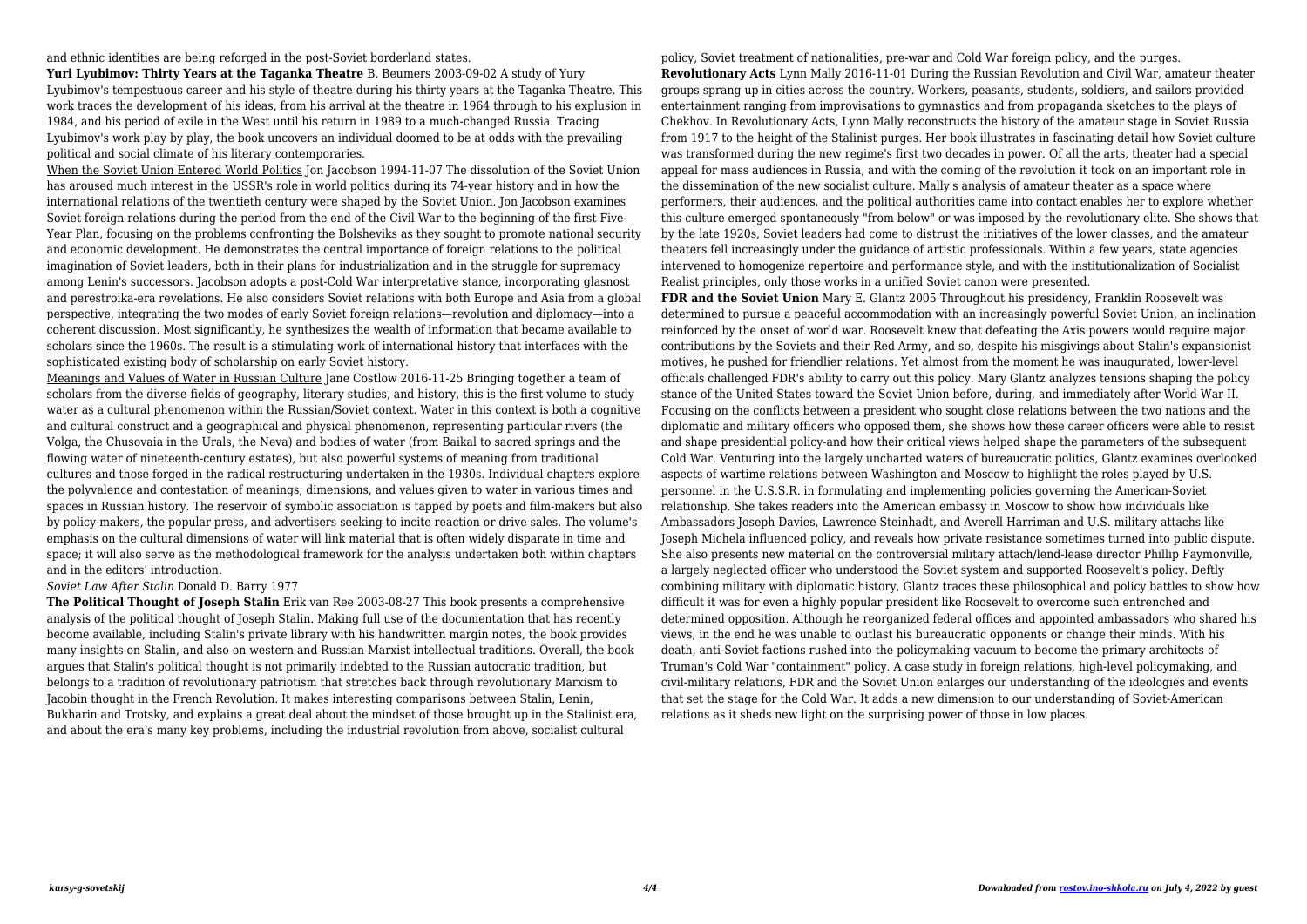and ethnic identities are being reforged in the post-Soviet borderland states.

**Yuri Lyubimov: Thirty Years at the Taganka Theatre** B. Beumers 2003-09-02 A study of Yury Lyubimov's tempestuous career and his style of theatre during his thirty years at the Taganka Theatre. This work traces the development of his ideas, from his arrival at the theatre in 1964 through to his explusion in 1984, and his period of exile in the West until his return in 1989 to a much-changed Russia. Tracing Lyubimov's work play by play, the book uncovers an individual doomed to be at odds with the prevailing political and social climate of his literary contemporaries.

When the Soviet Union Entered World Politics Jon Jacobson 1994-11-07 The dissolution of the Soviet Union has aroused much interest in the USSR's role in world politics during its 74-year history and in how the international relations of the twentieth century were shaped by the Soviet Union. Jon Jacobson examines Soviet foreign relations during the period from the end of the Civil War to the beginning of the first Five-Year Plan, focusing on the problems confronting the Bolsheviks as they sought to promote national security and economic development. He demonstrates the central importance of foreign relations to the political imagination of Soviet leaders, both in their plans for industrialization and in the struggle for supremacy among Lenin's successors. Jacobson adopts a post-Cold War interpretative stance, incorporating glasnost and perestroika-era revelations. He also considers Soviet relations with both Europe and Asia from a global perspective, integrating the two modes of early Soviet foreign relations—revolution and diplomacy—into a coherent discussion. Most significantly, he synthesizes the wealth of information that became available to scholars since the 1960s. The result is a stimulating work of international history that interfaces with the sophisticated existing body of scholarship on early Soviet history.

Meanings and Values of Water in Russian Culture Jane Costlow 2016-11-25 Bringing together a team of scholars from the diverse fields of geography, literary studies, and history, this is the first volume to study water as a cultural phenomenon within the Russian/Soviet context. Water in this context is both a cognitive and cultural construct and a geographical and physical phenomenon, representing particular rivers (the Volga, the Chusovaia in the Urals, the Neva) and bodies of water (from Baikal to sacred springs and the flowing water of nineteenth-century estates), but also powerful systems of meaning from traditional cultures and those forged in the radical restructuring undertaken in the 1930s. Individual chapters explore the polyvalence and contestation of meanings, dimensions, and values given to water in various times and spaces in Russian history. The reservoir of symbolic association is tapped by poets and film-makers but also by policy-makers, the popular press, and advertisers seeking to incite reaction or drive sales. The volume's emphasis on the cultural dimensions of water will link material that is often widely disparate in time and space; it will also serve as the methodological framework for the analysis undertaken both within chapters and in the editors' introduction.

*Soviet Law After Stalin* Donald D. Barry 1977

**The Political Thought of Joseph Stalin** Erik van Ree 2003-08-27 This book presents a comprehensive analysis of the political thought of Joseph Stalin. Making full use of the documentation that has recently become available, including Stalin's private library with his handwritten margin notes, the book provides many insights on Stalin, and also on western and Russian Marxist intellectual traditions. Overall, the book argues that Stalin's political thought is not primarily indebted to the Russian autocratic tradition, but belongs to a tradition of revolutionary patriotism that stretches back through revolutionary Marxism to Jacobin thought in the French Revolution. It makes interesting comparisons between Stalin, Lenin, Bukharin and Trotsky, and explains a great deal about the mindset of those brought up in the Stalinist era, and about the era's many key problems, including the industrial revolution from above, socialist cultural policy, Soviet treatment of nationalities, pre-war and Cold War foreign policy, and the purges.

**Revolutionary Acts** Lynn Mally 2016-11-01 During the Russian Revolution and Civil War, amateur theater groups sprang up in cities across the country. Workers, peasants, students, soldiers, and sailors provided entertainment ranging from improvisations to gymnastics and from propaganda sketches to the plays of Chekhov. In Revolutionary Acts, Lynn Mally reconstructs the history of the amateur stage in Soviet Russia from 1917 to the height of the Stalinist purges. Her book illustrates in fascinating detail how Soviet culture was transformed during the new regime's first two decades in power. Of all the arts, theater had a special appeal for mass audiences in Russia, and with the coming of the revolution it took on an important role in the dissemination of the new socialist culture. Mally's analysis of amateur theater as a space where performers, their audiences, and the political authorities came into contact enables her to explore whether this culture emerged spontaneously "from below" or was imposed by the revolutionary elite. She shows that by the late 1920s, Soviet leaders had come to distrust the initiatives of the lower classes, and the amateur theaters fell increasingly under the guidance of artistic professionals. Within a few years, state agencies intervened to homogenize repertoire and performance style, and with the institutionalization of Socialist Realist principles, only those works in a unified Soviet canon were presented.

**FDR and the Soviet Union** Mary E. Glantz 2005 Throughout his presidency, Franklin Roosevelt was determined to pursue a peaceful accommodation with an increasingly powerful Soviet Union, an inclination reinforced by the onset of world war. Roosevelt knew that defeating the Axis powers would require major contributions by the Soviets and their Red Army, and so, despite his misgivings about Stalin's expansionist motives, he pushed for friendlier relations. Yet almost from the moment he was inaugurated, lower-level officials challenged FDR's ability to carry out this policy. Mary Glantz analyzes tensions shaping the policy stance of the United States toward the Soviet Union before, during, and immediately after World War II. Focusing on the conflicts between a president who sought close relations between the two nations and the diplomatic and military officers who opposed them, she shows how these career officers were able to resist and shape presidential policy-and how their critical views helped shape the parameters of the subsequent Cold War. Venturing into the largely uncharted waters of bureaucratic politics, Glantz examines overlooked aspects of wartime relations between Washington and Moscow to highlight the roles played by U.S. personnel in the U.S.S.R. in formulating and implementing policies governing the American-Soviet relationship. She takes readers into the American embassy in Moscow to show how individuals like Ambassadors Joseph Davies, Lawrence Steinhadt, and Averell Harriman and U.S. military attachs like Joseph Michela influenced policy, and reveals how private resistance sometimes turned into public dispute. She also presents new material on the controversial military attach/lend-lease director Phillip Faymonville, a largely neglected officer who understood the Soviet system and supported Roosevelt's policy. Deftly combining military with diplomatic history, Glantz traces these philosophical and policy battles to show how difficult it was for even a highly popular president like Roosevelt to overcome such entrenched and determined opposition. Although he reorganized federal offices and appointed ambassadors who shared his views, in the end he was unable to outlast his bureaucratic opponents or change their minds. With his death, anti-Soviet factions rushed into the policymaking vacuum to become the primary architects of Truman's Cold War "containment" policy. A case study in foreign relations, high-level policymaking, and civil-military relations, FDR and the Soviet Union enlarges our understanding of the ideologies and events that set the stage for the Cold War. It adds a new dimension to our understanding of Soviet-American relations as it sheds new light on the surprising power of those in low places.